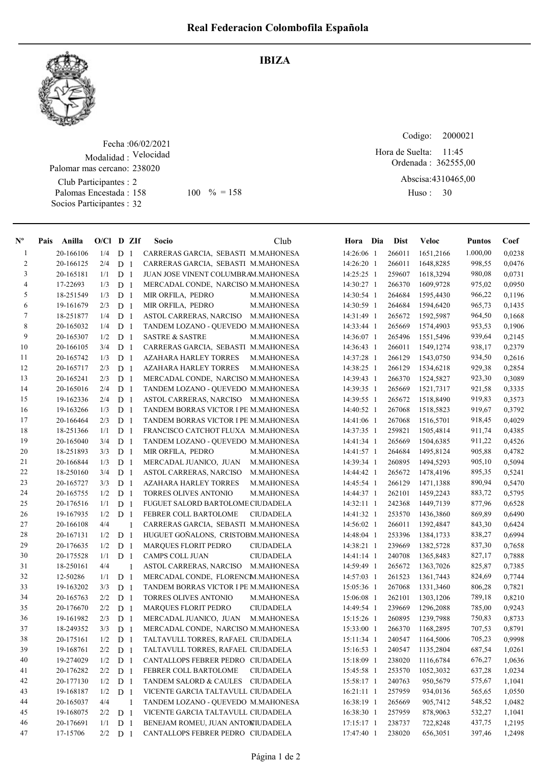# Real Federacion Colombofila Española

## IBIZA

Fecha :06/02/2021
Modalidad : Velocidad
Palomar mas cercano: 238020
Club Participantes : 2
Palomas Encestada : 158 100 % = 158
Socios Participantes : 32

Codigo: 2000021
Hora de Suelta: 11:45
Ordenada : 362555,00
Abscisa:4310465,00
Huso : 30

| Nº | Pais | Anilla | O/Cl | D | ZIf | Socio | Club | Hora | Dia | Dist | Veloc | Puntos | Coef |
|---|---|---|---|---|---|---|---|---|---|---|---|---|---|
| 1 | | 20-166106 | 1/4 | D | 1 | CARRERAS GARCIA, SEBASTI | M.MAHONESA | 14:26:06 | 1 | 266011 | 1651,2166 | 1.000,00 | 0,0238 |
| 2 | | 20-166125 | 2/4 | D | 1 | CARRERAS GARCIA, SEBASTI | M.MAHONESA | 14:26:20 | 1 | 266011 | 1648,8285 | 998,55 | 0,0476 |
| 3 | | 20-165181 | 1/1 | D | 1 | JUAN JOSE VINENT COLUMBRA | M.MAHONESA | 14:25:25 | 1 | 259607 | 1618,3294 | 980,08 | 0,0731 |
| 4 | | 17-22693 | 1/3 | D | 1 | MERCADAL CONDE, NARCISO | M.MAHONESA | 14:30:27 | 1 | 266370 | 1609,9728 | 975,02 | 0,0950 |
| 5 | | 18-251549 | 1/3 | D | 1 | MIR ORFILA, PEDRO | M.MAHONESA | 14:30:54 | 1 | 264684 | 1595,4430 | 966,22 | 0,1196 |
| 6 | | 19-161679 | 2/3 | D | 1 | MIR ORFILA, PEDRO | M.MAHONESA | 14:30:59 | 1 | 264684 | 1594,6420 | 965,73 | 0,1435 |
| 7 | | 18-251877 | 1/4 | D | 1 | ASTOL CARRERAS, NARCISO | M.MAHONESA | 14:31:49 | 1 | 265672 | 1592,5987 | 964,50 | 0,1668 |
| 8 | | 20-165032 | 1/4 | D | 1 | TANDEM LOZANO - QUEVEDO | M.MAHONESA | 14:33:44 | 1 | 265669 | 1574,4903 | 953,53 | 0,1906 |
| 9 | | 20-165307 | 1/2 | D | 1 | SASTRE & SASTRE | M.MAHONESA | 14:36:07 | 1 | 265496 | 1551,5496 | 939,64 | 0,2145 |
| 10 | | 20-166105 | 3/4 | D | 1 | CARRERAS GARCIA, SEBASTI | M.MAHONESA | 14:36:43 | 1 | 266011 | 1549,1274 | 938,17 | 0,2379 |
| 11 | | 20-165742 | 1/3 | D | 1 | AZAHARA HARLEY TORRES | M.MAHONESA | 14:37:28 | 1 | 266129 | 1543,0750 | 934,50 | 0,2616 |
| 12 | | 20-165717 | 2/3 | D | 1 | AZAHARA HARLEY TORRES | M.MAHONESA | 14:38:25 | 1 | 266129 | 1534,6218 | 929,38 | 0,2854 |
| 13 | | 20-165241 | 2/3 | D | 1 | MERCADAL CONDE, NARCISO | M.MAHONESA | 14:39:43 | 1 | 266370 | 1524,5827 | 923,30 | 0,3089 |
| 14 | | 20-165016 | 2/4 | D | 1 | TANDEM LOZANO - QUEVEDO | M.MAHONESA | 14:39:35 | 1 | 265669 | 1521,7317 | 921,58 | 0,3335 |
| 15 | | 19-162336 | 2/4 | D | 1 | ASTOL CARRERAS, NARCISO | M.MAHONESA | 14:39:55 | 1 | 265672 | 1518,8490 | 919,83 | 0,3573 |
| 16 | | 19-163266 | 1/3 | D | 1 | TANDEM BORRAS VICTOR I PE | M.MAHONESA | 14:40:52 | 1 | 267068 | 1518,5823 | 919,67 | 0,3792 |
| 17 | | 20-166464 | 2/3 | D | 1 | TANDEM BORRAS VICTOR I PE | M.MAHONESA | 14:41:06 | 1 | 267068 | 1516,5701 | 918,45 | 0,4029 |
| 18 | | 18-251366 | 1/1 | D | 1 | FRANCISCO CATCHOT FLUXA | M.MAHONESA | 14:37:35 | 1 | 259821 | 1505,4814 | 911,74 | 0,4385 |
| 19 | | 20-165040 | 3/4 | D | 1 | TANDEM LOZANO - QUEVEDO | M.MAHONESA | 14:41:34 | 1 | 265669 | 1504,6385 | 911,22 | 0,4526 |
| 20 | | 18-251893 | 3/3 | D | 1 | MIR ORFILA, PEDRO | M.MAHONESA | 14:41:57 | 1 | 264684 | 1495,8124 | 905,88 | 0,4782 |
| 21 | | 20-166844 | 1/3 | D | 1 | MERCADAL JUANICO, JUAN | M.MAHONESA | 14:39:34 | 1 | 260895 | 1494,5293 | 905,10 | 0,5094 |
| 22 | | 18-250160 | 3/4 | D | 1 | ASTOL CARRERAS, NARCISO | M.MAHONESA | 14:44:42 | 1 | 265672 | 1478,4196 | 895,35 | 0,5241 |
| 23 | | 20-165727 | 3/3 | D | 1 | AZAHARA HARLEY TORRES | M.MAHONESA | 14:45:54 | 1 | 266129 | 1471,1388 | 890,94 | 0,5470 |
| 24 | | 20-165755 | 1/2 | D | 1 | TORRES OLIVES ANTONIO | M.MAHONESA | 14:44:37 | 1 | 262101 | 1459,2243 | 883,72 | 0,5795 |
| 25 | | 20-176516 | 1/1 | D | 1 | FUGUET SALORD BARTOLOME | CIUDADELA | 14:32:11 | 1 | 242368 | 1449,7139 | 877,96 | 0,6528 |
| 26 | | 19-167935 | 1/2 | D | 1 | FEBRER COLL BARTOLOME | CIUDADELA | 14:41:32 | 1 | 253570 | 1436,3860 | 869,89 | 0,6490 |
| 27 | | 20-166108 | 4/4 | | 1 | CARRERAS GARCIA, SEBASTI | M.MAHONESA | 14:56:02 | 1 | 266011 | 1392,4847 | 843,30 | 0,6424 |
| 28 | | 20-167131 | 1/2 | D | 1 | HUGUET GOÑALONS, CRISTOB | M.MAHONESA | 14:48:04 | 1 | 253396 | 1384,1733 | 838,27 | 0,6994 |
| 29 | | 20-176635 | 1/2 | D | 1 | MARQUES FLORIT PEDRO | CIUDADELA | 14:38:21 | 1 | 239669 | 1382,5728 | 837,30 | 0,7658 |
| 30 | | 20-175528 | 1/1 | D | 1 | CAMPS COLL JUAN | CIUDADELA | 14:41:14 | 1 | 240708 | 1365,8483 | 827,17 | 0,7888 |
| 31 | | 18-250161 | 4/4 | | 1 | ASTOL CARRERAS, NARCISO | M.MAHONESA | 14:59:49 | 1 | 265672 | 1363,7026 | 825,87 | 0,7385 |
| 32 | | 12-50286 | 1/1 | D | 1 | MERCADAL CONDE, FLORENCI | M.MAHONESA | 14:57:03 | 1 | 261523 | 1361,7443 | 824,69 | 0,7744 |
| 33 | | 19-163202 | 3/3 | D | 1 | TANDEM BORRAS VICTOR I PE | M.MAHONESA | 15:05:36 | 1 | 267068 | 1331,3460 | 806,28 | 0,7821 |
| 34 | | 20-165763 | 2/2 | D | 1 | TORRES OLIVES ANTONIO | M.MAHONESA | 15:06:08 | 1 | 262101 | 1303,1206 | 789,18 | 0,8210 |
| 35 | | 20-176670 | 2/2 | D | 1 | MARQUES FLORIT PEDRO | CIUDADELA | 14:49:54 | 1 | 239669 | 1296,2088 | 785,00 | 0,9243 |
| 36 | | 19-161982 | 2/3 | D | 1 | MERCADAL JUANICO, JUAN | M.MAHONESA | 15:15:26 | 1 | 260895 | 1239,7988 | 750,83 | 0,8733 |
| 37 | | 18-249352 | 3/3 | D | 1 | MERCADAL CONDE, NARCISO | M.MAHONESA | 15:33:00 | 1 | 266370 | 1168,2895 | 707,53 | 0,8791 |
| 38 | | 20-175161 | 1/2 | D | 1 | TALTAVULL TORRES, RAFAEL | CIUDADELA | 15:11:34 | 1 | 240547 | 1164,5006 | 705,23 | 0,9998 |
| 39 | | 19-168761 | 2/2 | D | 1 | TALTAVULL TORRES, RAFAEL | CIUDADELA | 15:16:53 | 1 | 240547 | 1135,2804 | 687,54 | 1,0261 |
| 40 | | 19-274029 | 1/2 | D | 1 | CANTALLOPS FEBRER PEDRO | CIUDADELA | 15:18:09 | 1 | 238020 | 1116,6784 | 676,27 | 1,0636 |
| 41 | | 20-176282 | 2/2 | D | 1 | FEBRER COLL BARTOLOME | CIUDADELA | 15:45:58 | 1 | 253570 | 1052,3032 | 637,28 | 1,0234 |
| 42 | | 20-177130 | 1/2 | D | 1 | TANDEM SALORD & CAULES | CIUDADELA | 15:58:17 | 1 | 240763 | 950,5679 | 575,67 | 1,1041 |
| 43 | | 19-168187 | 1/2 | D | 1 | VICENTE GARCIA TALTAVULL | CIUDADELA | 16:21:11 | 1 | 257959 | 934,0136 | 565,65 | 1,0550 |
| 44 | | 20-165037 | 4/4 | | 1 | TANDEM LOZANO - QUEVEDO | M.MAHONESA | 16:38:19 | 1 | 265669 | 905,7412 | 548,52 | 1,0482 |
| 45 | | 19-168075 | 2/2 | D | 1 | VICENTE GARCIA TALTAVULL | CIUDADELA | 16:38:30 | 1 | 257959 | 878,9063 | 532,27 | 1,1041 |
| 46 | | 20-176691 | 1/1 | D | 1 | BENEJAM ROMEU, JUAN ANTON | CIUDADELA | 17:15:17 | 1 | 238737 | 722,8248 | 437,75 | 1,2195 |
| 47 | | 17-15706 | 2/2 | D | 1 | CANTALLOPS FEBRER PEDRO | CIUDADELA | 17:47:40 | 1 | 238020 | 656,3051 | 397,46 | 1,2498 |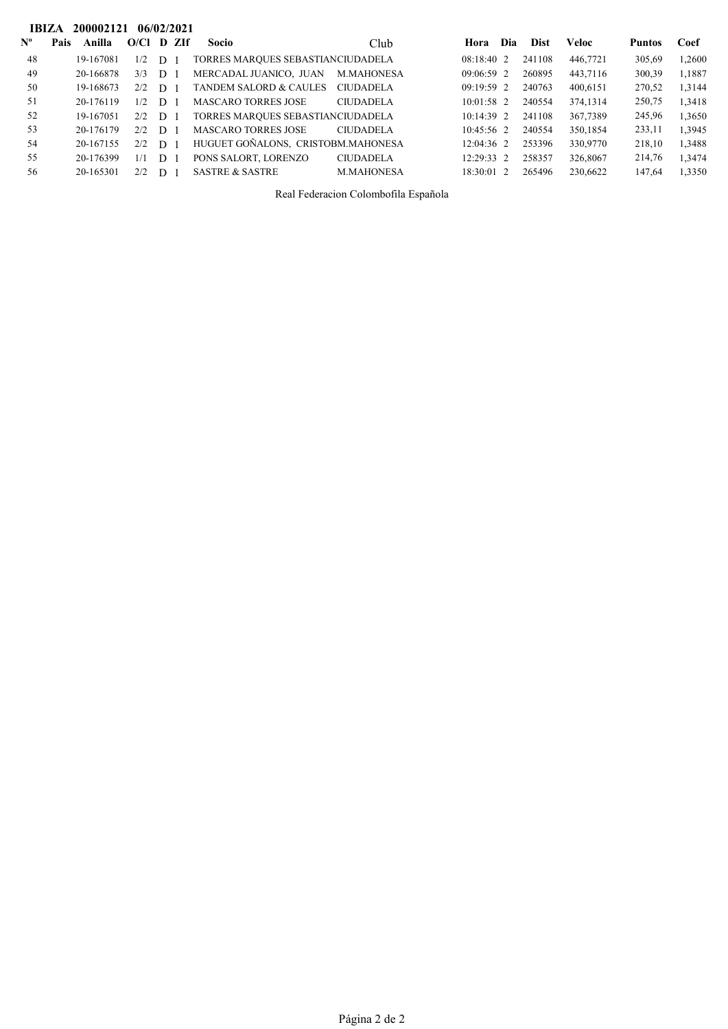**IBIZA 200002121 06/02/2021**

| Nº | Pais | Anilla | O/Cl | D | ZIf | Socio | Club | Hora | Dia | Dist | Veloc | Puntos | Coef |
|---|---|---|---|---|---|---|---|---|---|---|---|---|---|
| 48 | | 19-167081 | 1/2 | D | 1 | TORRES MARQUES SEBASTIAN | CIUDADELA | 08:18:40 | 2 | 241108 | 446,7721 | 305,69 | 1,2600 |
| 49 | | 20-166878 | 3/3 | D | 1 | MERCADAL JUANICO, JUAN | M.MAHONESA | 09:06:59 | 2 | 260895 | 443,7116 | 300,39 | 1,1887 |
| 50 | | 19-168673 | 2/2 | D | 1 | TANDEM SALORD & CAULES | CIUDADELA | 09:19:59 | 2 | 240763 | 400,6151 | 270,52 | 1,3144 |
| 51 | | 20-176119 | 1/2 | D | 1 | MASCARO TORRES JOSE | CIUDADELA | 10:01:58 | 2 | 240554 | 374,1314 | 250,75 | 1,3418 |
| 52 | | 19-167051 | 2/2 | D | 1 | TORRES MARQUES SEBASTIAN | CIUDADELA | 10:14:39 | 2 | 241108 | 367,7389 | 245,96 | 1,3650 |
| 53 | | 20-176179 | 2/2 | D | 1 | MASCARO TORRES JOSE | CIUDADELA | 10:45:56 | 2 | 240554 | 350,1854 | 233,11 | 1,3945 |
| 54 | | 20-167155 | 2/2 | D | 1 | HUGUET GOÑALONS, CRISTOB | M.MAHONESA | 12:04:36 | 2 | 253396 | 330,9770 | 218,10 | 1,3488 |
| 55 | | 20-176399 | 1/1 | D | 1 | PONS SALORT, LORENZO | CIUDADELA | 12:29:33 | 2 | 258357 | 326,8067 | 214,76 | 1,3474 |
| 56 | | 20-165301 | 2/2 | D | 1 | SASTRE & SASTRE | M.MAHONESA | 18:30:01 | 2 | 265496 | 230,6622 | 147,64 | 1,3350 |

Real Federacion Colombofila Española